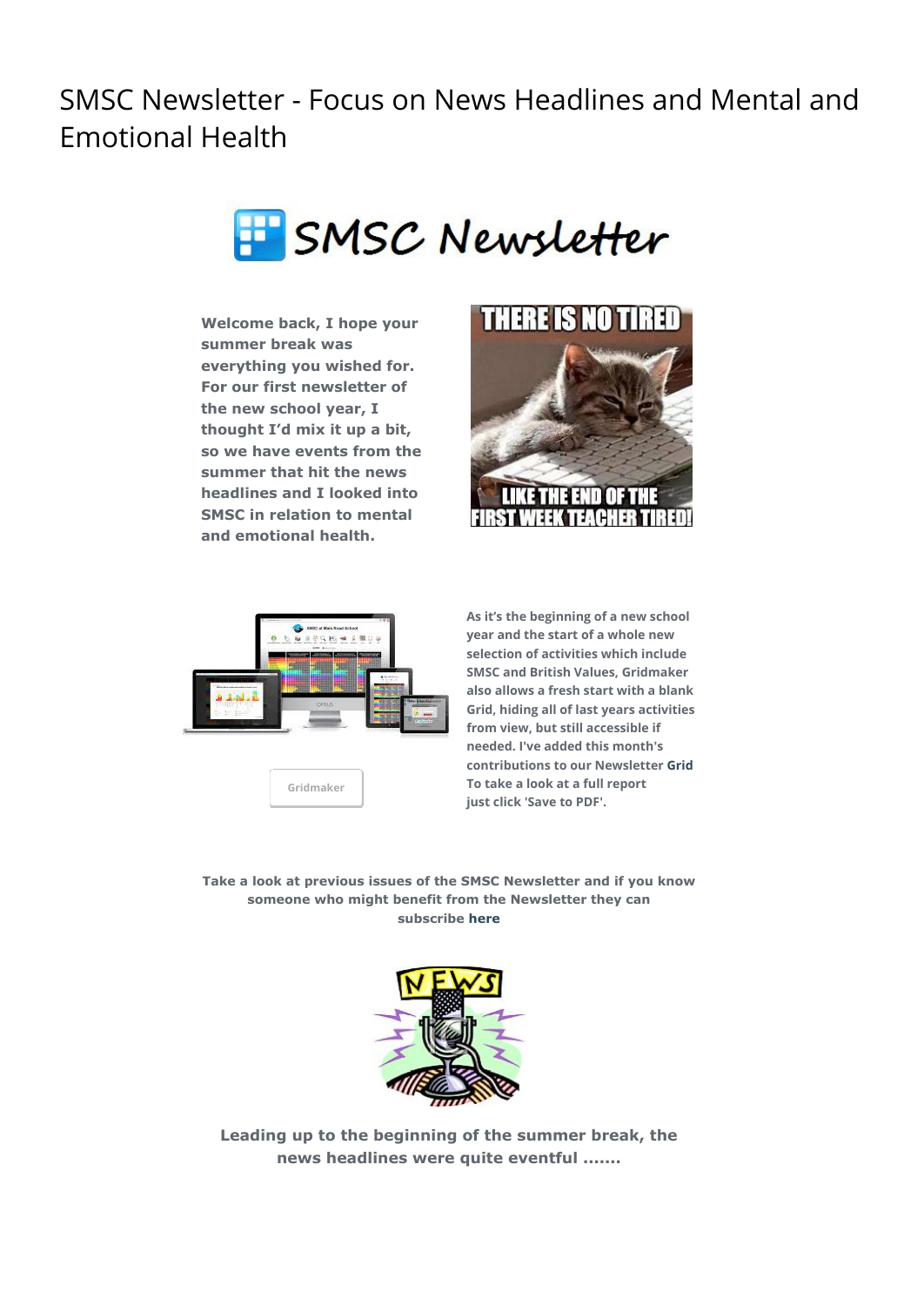# SMSC Newsletter - Focus on News Headlines and Mental and Emotional Health

**Welcome back, I hope your summer break was everything you wished for. For our first newsletter of the new school year, I thought I'd mix it up a bit, so we have events from the summer that hit the news headlines and I looked into SMSC in relation to mental and emotional health.**

**As it's the beginning of a new school year and the start of a whole new selection of activities which include SMSC and British Values, Gridmaker also allows a fresh start with a blank Grid, hiding all of last years activities from view, but still accessible if needed. I've added this month's contributions to our Newsletter Grid To take a look at a full report just click 'Save to PDF'.**

Gridmaker

**Take a look at previous issues of the SMSC Newsletter and if you know someone who might benefit from the Newsletter they can subscribe here**

**Leading up to the beginning of the summer break, the news headlines were quite eventful .......**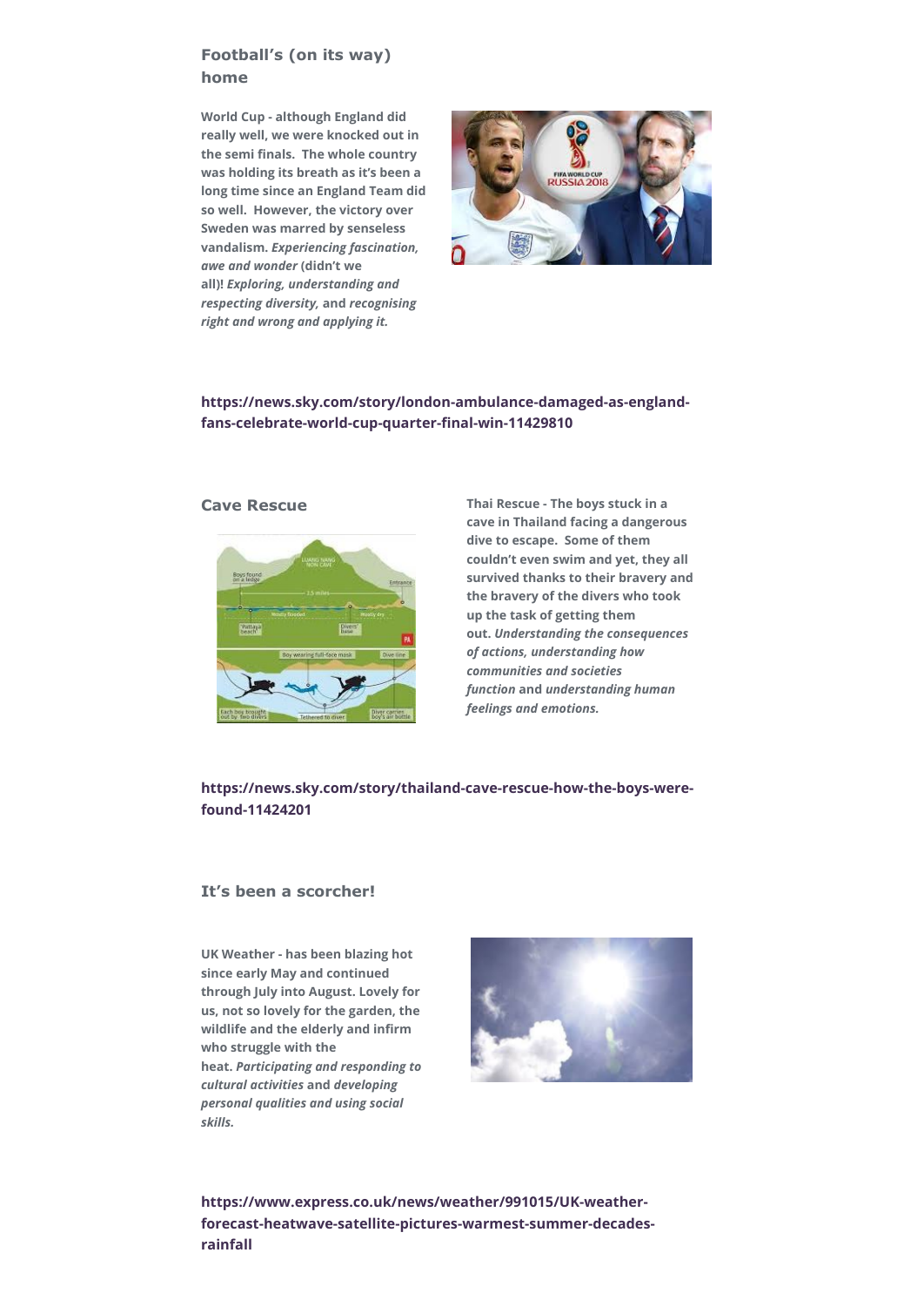## Football's (on its way) home

**World Cup - although England did really well, we were knocked out in the semi finals. The whole country was holding its breath as it's been a long time since an England Team did so well. However, the victory over Sweden was marred by senseless vandalism. *Experiencing fascination, awe and wonder* (didn't we all)! *Exploring, understanding and respecting diversity,* and *recognising right and wrong and applying it.***

**https://news.sky.com/story/london-ambulance-damaged-as-england-fans-celebrate-world-cup-quarter-final-win-11429810**

## Cave Rescue

**Thai Rescue - The boys stuck in a cave in Thailand facing a dangerous dive to escape. Some of them couldn't even swim and yet, they all survived thanks to their bravery and the bravery of the divers who took up the task of getting them out. *Understanding the consequences of actions, understanding how communities and societies function* and *understanding human feelings and emotions.***

**https://news.sky.com/story/thailand-cave-rescue-how-the-boys-were-found-11424201**

## It's been a scorcher!

**UK Weather - has been blazing hot since early May and continued through July into August. Lovely for us, not so lovely for the garden, the wildlife and the elderly and infirm who struggle with the heat. *Participating and responding to cultural activities* and *developing personal qualities and using social skills.***

**https://www.express.co.uk/news/weather/991015/UK-weather-forecast-heatwave-satellite-pictures-warmest-summer-decades-rainfall**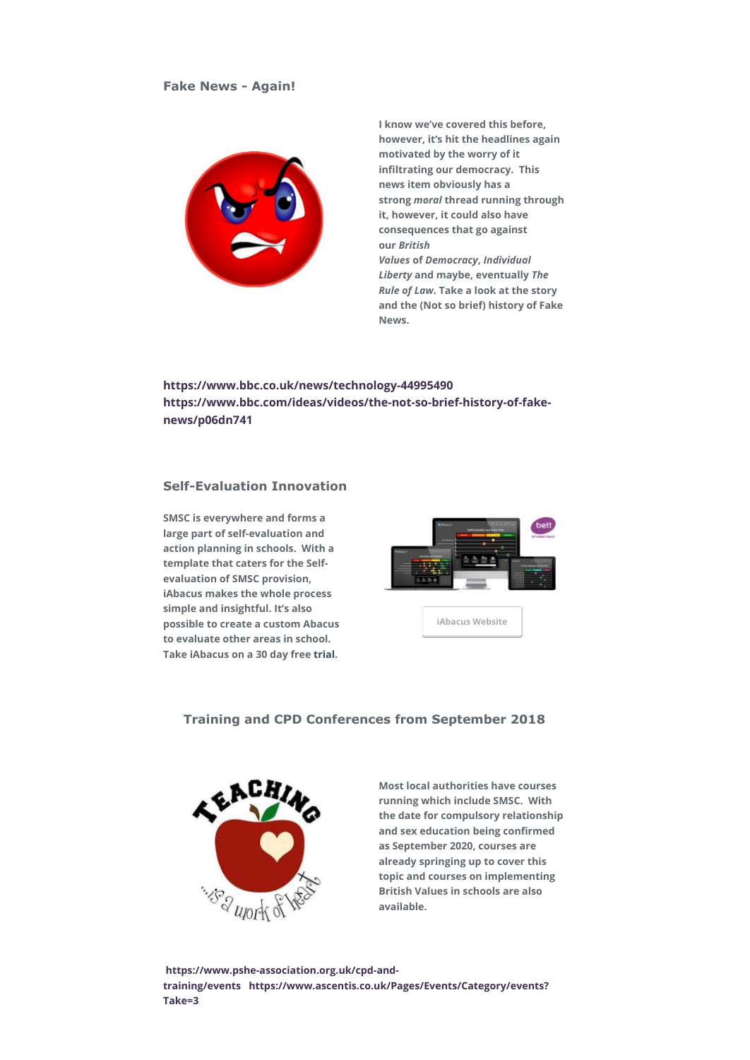## Fake News - Again!

**I know we've covered this before, however, it's hit the headlines again motivated by the worry of it infiltrating our democracy. This news item obviously has a strong *moral* thread running through it, however, it could also have consequences that go against our *British Values* of *Democracy*, *Individual Liberty* and maybe, eventually *The Rule of Law*. Take a look at the story and the (Not so brief) history of Fake News.**

**https://www.bbc.co.uk/news/technology-44995490**
**https://www.bbc.com/ideas/videos/the-not-so-brief-history-of-fake-news/p06dn741**

## Self-Evaluation Innovation

**SMSC is everywhere and forms a large part of self-evaluation and action planning in schools. With a template that caters for the Self-evaluation of SMSC provision, iAbacus makes the whole process simple and insightful. It's also possible to create a custom Abacus to evaluate other areas in school. Take iAbacus on a 30 day free trial.**

iAbacus Website

## Training and CPD Conferences from September 2018

**Most local authorities have courses running which include SMSC. With the date for compulsory relationship and sex education being confirmed as September 2020, courses are already springing up to cover this topic and courses on implementing British Values in schools are also available.**

**https://www.pshe-association.org.uk/cpd-and-training/events** **https://www.ascentis.co.uk/Pages/Events/Category/events?Take=3**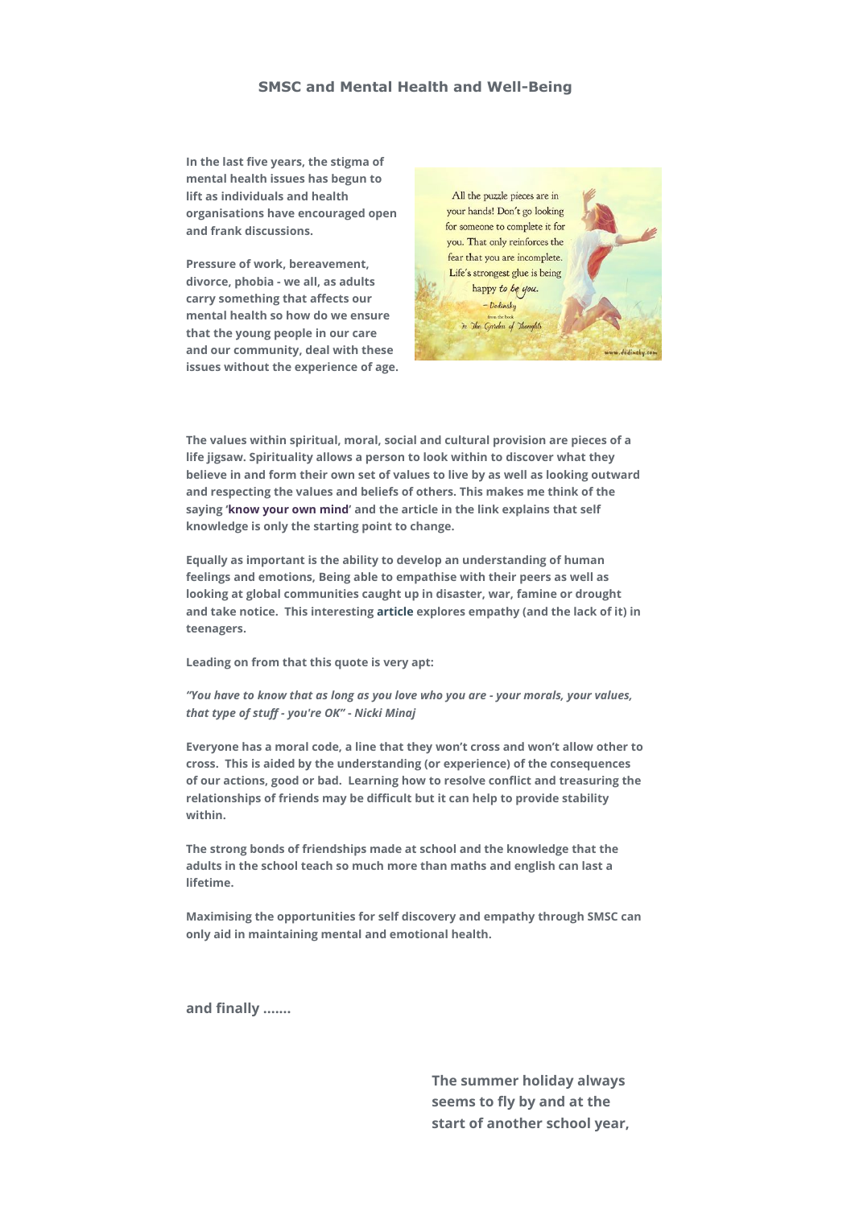## SMSC and Mental Health and Well-Being

**In the last five years, the stigma of mental health issues has begun to lift as individuals and health organisations have encouraged open and frank discussions.**

**Pressure of work, bereavement, divorce, phobia - we all, as adults carry something that affects our mental health so how do we ensure that the young people in our care and our community, deal with these issues without the experience of age.**

**The values within spiritual, moral, social and cultural provision are pieces of a life jigsaw. Spirituality allows a person to look within to discover what they believe in and form their own set of values to live by as well as looking outward and respecting the values and beliefs of others. This makes me think of the saying 'know your own mind' and the article in the link explains that self knowledge is only the starting point to change.**

**Equally as important is the ability to develop an understanding of human feelings and emotions, Being able to empathise with their peers as well as looking at global communities caught up in disaster, war, famine or drought and take notice. This interesting article explores empathy (and the lack of it) in teenagers.**

**Leading on from that this quote is very apt:**

***"You have to know that as long as you love who you are - your morals, your values, that type of stuff - you're OK" - Nicki Minaj***

**Everyone has a moral code, a line that they won't cross and won't allow other to cross. This is aided by the understanding (or experience) of the consequences of our actions, good or bad. Learning how to resolve conflict and treasuring the relationships of friends may be difficult but it can help to provide stability within.**

**The strong bonds of friendships made at school and the knowledge that the adults in the school teach so much more than maths and english can last a lifetime.**

**Maximising the opportunities for self discovery and empathy through SMSC can only aid in maintaining mental and emotional health.**

**and finally .......**

**The summer holiday always seems to fly by and at the start of another school year,**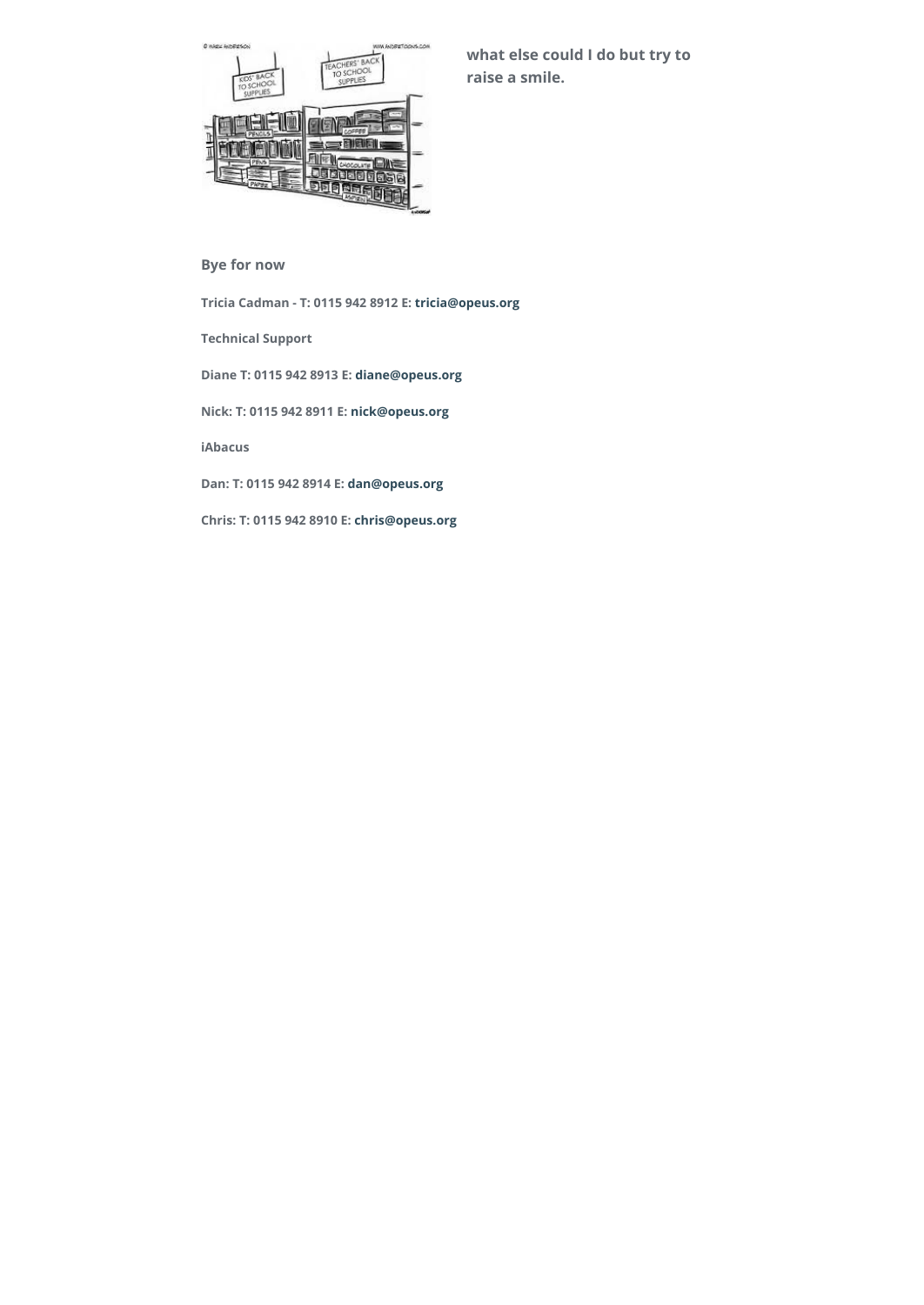**what else could I do but try to raise a smile.**

**Bye for now**

**Tricia Cadman - T: 0115 942 8912 E: tricia@opeus.org**

**Technical Support**

**Diane T: 0115 942 8913 E: diane@opeus.org**

**Nick: T: 0115 942 8911 E: nick@opeus.org**

**iAbacus**

**Dan: T: 0115 942 8914 E: dan@opeus.org**

**Chris: T: 0115 942 8910 E: chris@opeus.org**